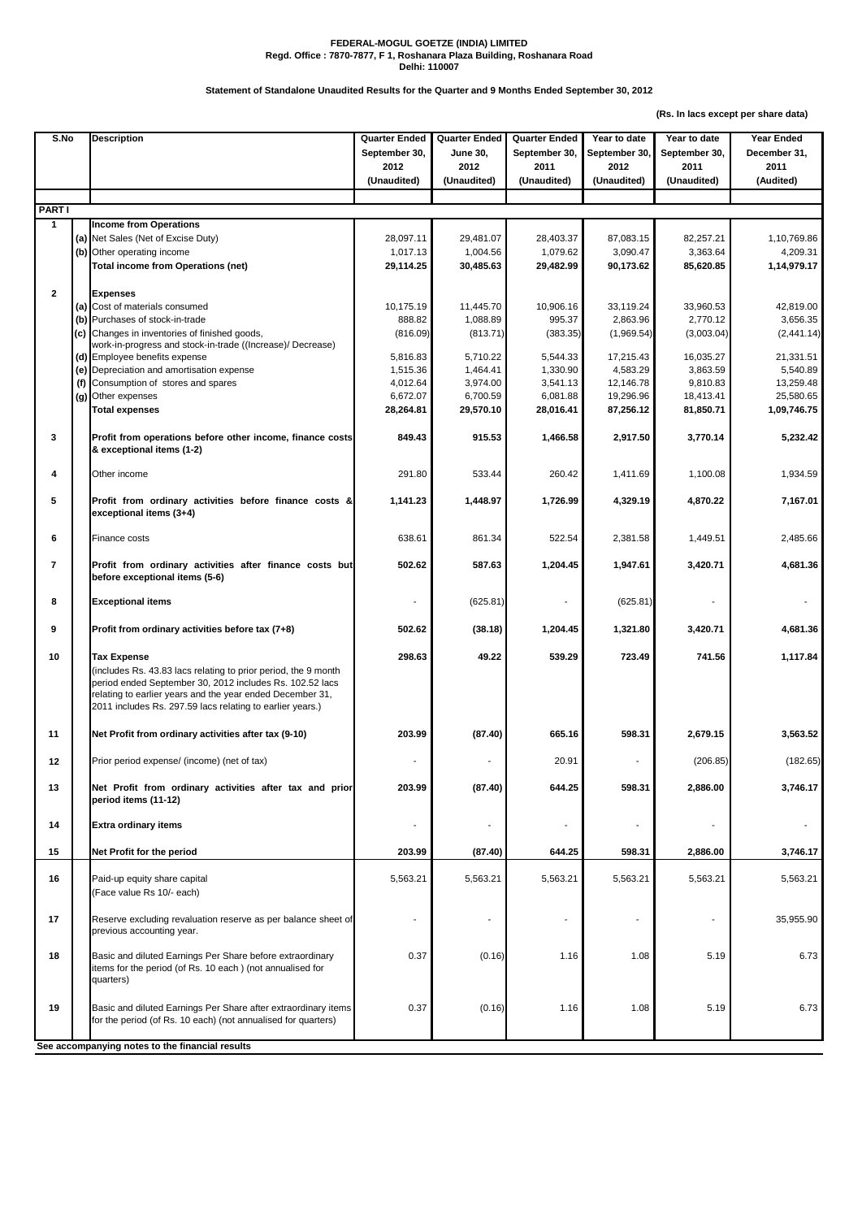**FEDERAL-MOGUL GOETZE (INDIA) LIMITED**
**Regd. Office : 7870-7877, F 1, Roshanara Plaza Building, Roshanara Road**
**Delhi: 110007**

**Statement of Standalone Unaudited Results for the Quarter and 9 Months Ended September 30, 2012**

**(Rs. In lacs except per share data)**

| S.No | | Description | Quarter Ended September 30, 2012 (Unaudited) | Quarter Ended June 30, 2012 (Unaudited) | Quarter Ended September 30, 2011 (Unaudited) | Year to date September 30, 2012 (Unaudited) | Year to date September 30, 2011 (Unaudited) | Year Ended December 31, 2011 (Audited) |
|---|---|---|---|---|---|---|---|---|
| **PART I** | | | | | | | | |
| **1** | | **Income from Operations** | | | | | | |
| | (a) | Net Sales (Net of Excise Duty) | 28,097.11 | 29,481.07 | 28,403.37 | 87,083.15 | 82,257.21 | 1,10,769.86 |
| | (b) | Other operating income | 1,017.13 | 1,004.56 | 1,079.62 | 3,090.47 | 3,363.64 | 4,209.31 |
| | | **Total income from Operations (net)** | **29,114.25** | **30,485.63** | **29,482.99** | **90,173.62** | **85,620.85** | **1,14,979.17** |
| **2** | | **Expenses** | | | | | | |
| | (a) | Cost of materials consumed | 10,175.19 | 11,445.70 | 10,906.16 | 33,119.24 | 33,960.53 | 42,819.00 |
| | (b) | Purchases of stock-in-trade | 888.82 | 1,088.89 | 995.37 | 2,863.96 | 2,770.12 | 3,656.35 |
| | (c) | Changes in inventories of finished goods, work-in-progress and stock-in-trade ((Increase)/ Decrease) | (816.09) | (813.71) | (383.35) | (1,969.54) | (3,003.04) | (2,441.14) |
| | (d) | Employee benefits expense | 5,816.83 | 5,710.22 | 5,544.33 | 17,215.43 | 16,035.27 | 21,331.51 |
| | (e) | Depreciation and amortisation expense | 1,515.36 | 1,464.41 | 1,330.90 | 4,583.29 | 3,863.59 | 5,540.89 |
| | (f) | Consumption of stores and spares | 4,012.64 | 3,974.00 | 3,541.13 | 12,146.78 | 9,810.83 | 13,259.48 |
| | (g) | Other expenses | 6,672.07 | 6,700.59 | 6,081.88 | 19,296.96 | 18,413.41 | 25,580.65 |
| | | **Total expenses** | **28,264.81** | **29,570.10** | **28,016.41** | **87,256.12** | **81,850.71** | **1,09,746.75** |
| **3** | | **Profit from operations before other income, finance costs & exceptional items (1-2)** | **849.43** | **915.53** | **1,466.58** | **2,917.50** | **3,770.14** | **5,232.42** |
| **4** | | Other income | 291.80 | 533.44 | 260.42 | 1,411.69 | 1,100.08 | 1,934.59 |
| **5** | | **Profit from ordinary activities before finance costs & exceptional items (3+4)** | **1,141.23** | **1,448.97** | **1,726.99** | **4,329.19** | **4,870.22** | **7,167.01** |
| **6** | | Finance costs | 638.61 | 861.34 | 522.54 | 2,381.58 | 1,449.51 | 2,485.66 |
| **7** | | **Profit from ordinary activities after finance costs but before exceptional items (5-6)** | **502.62** | **587.63** | **1,204.45** | **1,947.61** | **3,420.71** | **4,681.36** |
| **8** | | **Exceptional items** | - | (625.81) | - | (625.81) | - | - |
| **9** | | **Profit from ordinary activities before tax (7+8)** | **502.62** | **(38.18)** | **1,204.45** | **1,321.80** | **3,420.71** | **4,681.36** |
| **10** | | **Tax Expense** (includes Rs. 43.83 lacs relating to prior period, the 9 month period ended September 30, 2012 includes Rs. 102.52 lacs relating to earlier years and the year ended December 31, 2011 includes Rs. 297.59 lacs relating to earlier years.) | **298.63** | **49.22** | **539.29** | **723.49** | **741.56** | **1,117.84** |
| **11** | | **Net Profit from ordinary activities after tax (9-10)** | **203.99** | **(87.40)** | **665.16** | **598.31** | **2,679.15** | **3,563.52** |
| **12** | | Prior period expense/ (income) (net of tax) | - | - | 20.91 | - | (206.85) | (182.65) |
| **13** | | **Net Profit from ordinary activities after tax and prior period items (11-12)** | **203.99** | **(87.40)** | **644.25** | **598.31** | **2,886.00** | **3,746.17** |
| **14** | | **Extra ordinary items** | - | - | - | - | - | - |
| **15** | | **Net Profit for the period** | **203.99** | **(87.40)** | **644.25** | **598.31** | **2,886.00** | **3,746.17** |
| **16** | | Paid-up equity share capital (Face value Rs 10/- each) | 5,563.21 | 5,563.21 | 5,563.21 | 5,563.21 | 5,563.21 | 5,563.21 |
| **17** | | Reserve excluding revaluation reserve as per balance sheet of previous accounting year. | - | - | - | - | - | 35,955.90 |
| **18** | | Basic and diluted Earnings Per Share before extraordinary items for the period (of Rs. 10 each ) (not annualised for quarters) | 0.37 | (0.16) | 1.16 | 1.08 | 5.19 | 6.73 |
| **19** | | Basic and diluted Earnings Per Share after extraordinary items for the period (of Rs. 10 each) (not annualised for quarters) | 0.37 | (0.16) | 1.16 | 1.08 | 5.19 | 6.73 |

**See accompanying notes to the financial results**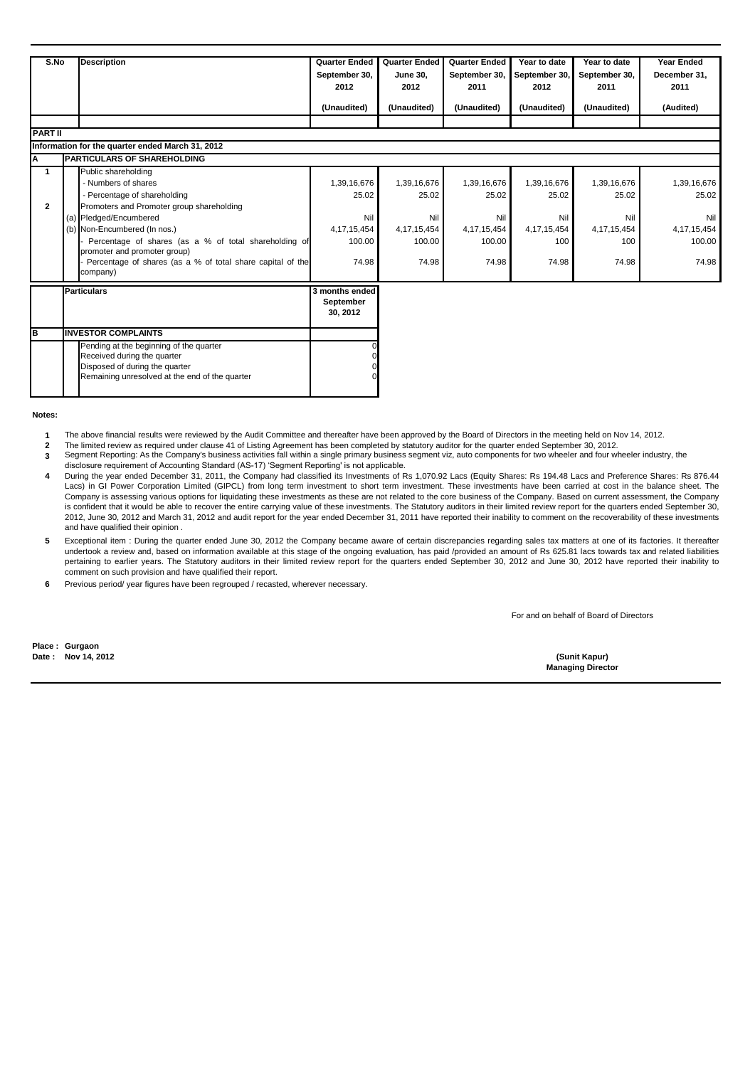| S.No | | Description | Quarter Ended September 30, 2012 (Unaudited) | Quarter Ended June 30, 2012 (Unaudited) | Quarter Ended September 30, 2011 (Unaudited) | Year to date September 30, 2012 (Unaudited) | Year to date September 30, 2011 (Unaudited) | Year Ended December 31, 2011 (Audited) |
|---|---|---|---|---|---|---|---|---|
| **PART II** | | | | | | | | |
| **Information for the quarter ended March 31, 2012** | | | | | | | | |
| **A** | | **PARTICULARS OF SHAREHOLDING** | | | | | | |
| 1 | | Public shareholding | | | | | | |
| | | - Numbers of shares | 1,39,16,676 | 1,39,16,676 | 1,39,16,676 | 1,39,16,676 | 1,39,16,676 | 1,39,16,676 |
| | | - Percentage of shareholding | 25.02 | 25.02 | 25.02 | 25.02 | 25.02 | 25.02 |
| 2 | | Promoters and Promoter group shareholding | | | | | | |
| | (a) | Pledged/Encumbered | Nil | Nil | Nil | Nil | Nil | Nil |
| | (b) | Non-Encumbered (In nos.) | 4,17,15,454 | 4,17,15,454 | 4,17,15,454 | 4,17,15,454 | 4,17,15,454 | 4,17,15,454 |
| | | - Percentage of shares (as a % of total shareholding of promoter and promoter group) | 100.00 | 100.00 | 100.00 | 100 | 100 | 100.00 |
| | | - Percentage of shares (as a % of total share capital of the company) | 74.98 | 74.98 | 74.98 | 74.98 | 74.98 | 74.98 |

| | Particulars | 3 months ended September 30, 2012 |
|---|---|---|
| **B** | **INVESTOR COMPLAINTS** | |
| | Pending at the beginning of the quarter | 0 |
| | Received during the quarter | 0 |
| | Disposed of during the quarter | 0 |
| | Remaining unresolved at the end of the quarter | 0 |

**Notes:**

1. The above financial results were reviewed by the Audit Committee and thereafter have been approved by the Board of Directors in the meeting held on Nov 14, 2012.
2. The limited review as required under clause 41 of Listing Agreement has been completed by statutory auditor for the quarter ended September 30, 2012.
3. Segment Reporting: As the Company's business activities fall within a single primary business segment viz, auto components for two wheeler and four wheeler industry, the disclosure requirement of Accounting Standard (AS-17) 'Segment Reporting' is not applicable.
4. During the year ended December 31, 2011, the Company had classified its Investments of Rs 1,070.92 Lacs (Equity Shares: Rs 194.48 Lacs and Preference Shares: Rs 876.44 Lacs) in GI Power Corporation Limited (GIPCL) from long term investment to short term investment. These investments have been carried at cost in the balance sheet. The Company is assessing various options for liquidating these investments as these are not related to the core business of the Company. Based on current assessment, the Company is confident that it would be able to recover the entire carrying value of these investments. The Statutory auditors in their limited review report for the quarters ended September 30, 2012, June 30, 2012 and March 31, 2012 and audit report for the year ended December 31, 2011 have reported their inability to comment on the recoverability of these investments and have qualified their opinion .
5. Exceptional item : During the quarter ended June 30, 2012 the Company became aware of certain discrepancies regarding sales tax matters at one of its factories. It thereafter undertook a review and, based on information available at this stage of the ongoing evaluation, has paid /provided an amount of Rs 625.81 lacs towards tax and related liabilities pertaining to earlier years. The Statutory auditors in their limited review report for the quarters ended September 30, 2012 and June 30, 2012 have reported their inability to comment on such provision and have qualified their report.
6. Previous period/ year figures have been regrouped / recasted, wherever necessary.

For and on behalf of Board of Directors

**Place : Gurgaon**
**Date : Nov 14, 2012**

**(Sunit Kapur)**
**Managing Director**